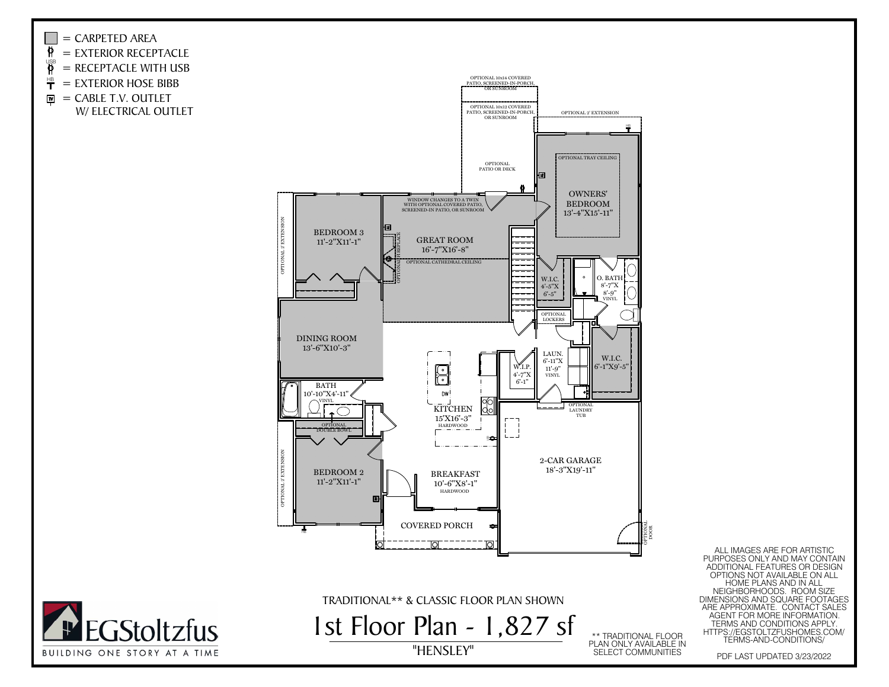- = CARPETED AREA
- = EXTERIOR RECEPTACLE
- = RECEPTACLE WITH USB
- = EXTERIOR HOSE BIBB
- = CABLE T.V. OUTLET W/ ELECTRICAL OUTLET

OPTIONAL 10x14 COVERED PATIO, SCREENED-IN-PORCH, OR SUNROOM

OPTIONAL 10x12 COVERED PATIO, SCREENED-IN-PORCH, OR SUNROOM

OPTIONAL 2' EXTENSION

OPTIONAL PATIO OR DECK

OPTIONAL TRAY CEILING

OWNERS' BEDROOM 13'-4"X15'-11"

WINDOW CHANGES TO A TWIN WITH OPTIONAL COVERED PATIO, SCREENED-IN PATIO, OR SUNROOM

BEDROOM 3 11'-2"X11'-1"

GREAT ROOM 16'-7"X16'-8"

OPTIONAL FIREPLACE

OPTIONAL CATHEDRAL CEILING

OPTIONAL 2' EXTENSION

W.I.C. 4'-5"X 6'-5"

O. BATH 8'-7"X 8'-9" VINYL

OPTIONAL LOCKERS

DINING ROOM 13'-6"X10'-3"

W.I.P. 4'-7"X 6'-1"

LAUN. 6'-11"X 11'-9" VINYL

W.I.C. 6'-1"X9'-5"

BATH 10'-10"X4'-11" VINYL

OPTIONAL DOUBLE BOWL

KITCHEN 15'X16'-3" HARDWOOD

OPTIONAL LAUNDRY TUB

BEDROOM 2 11'-2"X11'-1"

BREAKFAST 10'-6"X8'-1" HARDWOOD

2-CAR GARAGE 18'-3"X19'-11"

COVERED PORCH

OPTIONAL DOOR

ALL IMAGES ARE FOR ARTISTIC PURPOSES ONLY AND MAY CONTAIN ADDITIONAL FEATURES OR DESIGN OPTIONS NOT AVAILABLE ON ALL HOME PLANS AND IN ALL NEIGHBORHOODS. ROOM SIZE DIMENSIONS AND SQUARE FOOTAGES ARE APPROXIMATE. CONTACT SALES AGENT FOR MORE INFORMATION. TERMS AND CONDITIONS APPLY. HTTPS://EGSTOLTZFUSHOMES.COM/TERMS-AND-CONDITIONS/

TRADITIONAL** & CLASSIC FLOOR PLAN SHOWN

# 1st Floor Plan - 1,827 sf

"HENSLEY"

** TRADITIONAL FLOOR PLAN ONLY AVAILABLE IN SELECT COMMUNITIES

EGStoltzfus

BUILDING ONE STORY AT A TIME

PDF LAST UPDATED 3/23/2022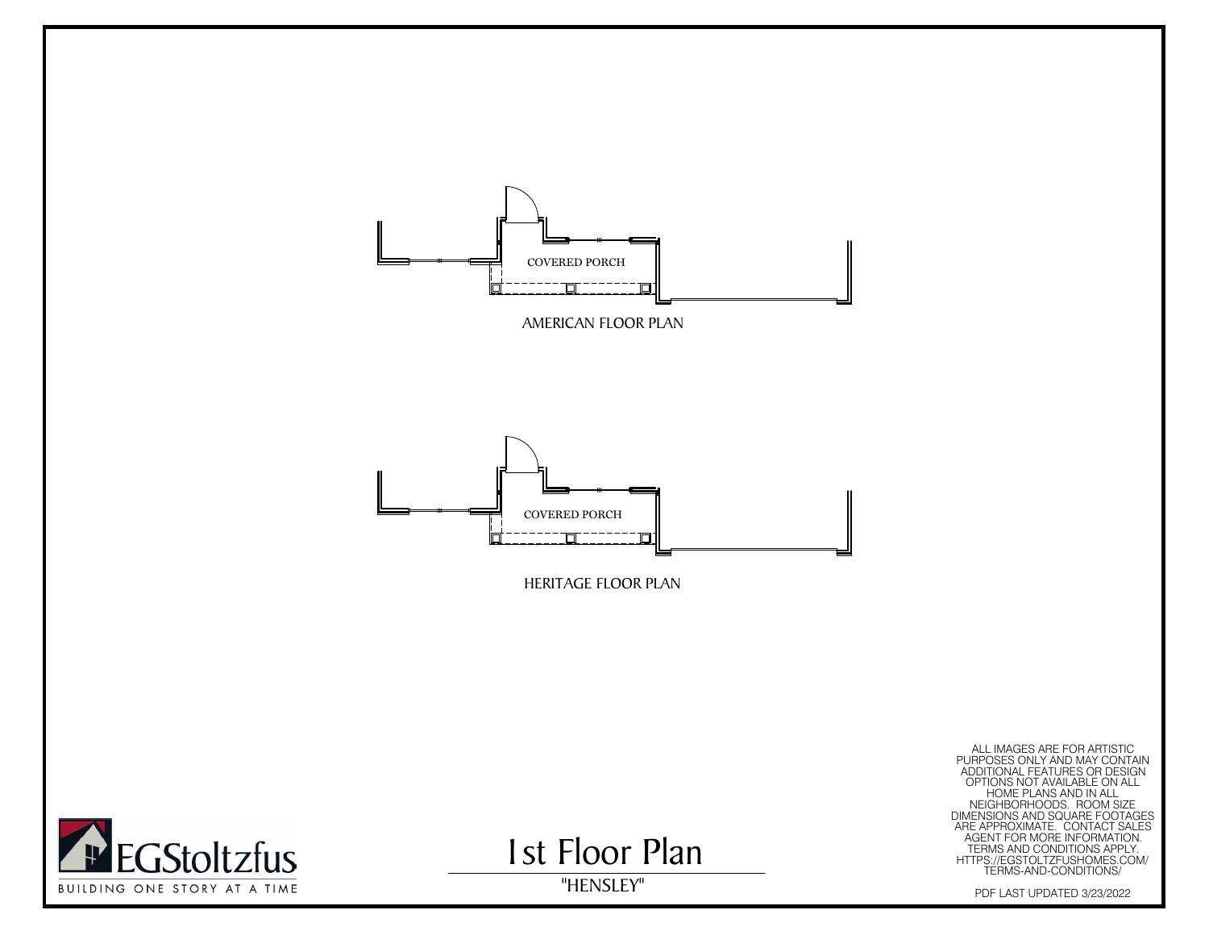COVERED PORCH

AMERICAN FLOOR PLAN

COVERED PORCH

HERITAGE FLOOR PLAN

EGStoltzfus

BUILDING ONE STORY AT A TIME

# 1st Floor Plan

"HENSLEY"

ALL IMAGES ARE FOR ARTISTIC PURPOSES ONLY AND MAY CONTAIN ADDITIONAL FEATURES OR DESIGN OPTIONS NOT AVAILABLE ON ALL HOME PLANS AND IN ALL NEIGHBORHOODS. ROOM SIZE DIMENSIONS AND SQUARE FOOTAGES ARE APPROXIMATE. CONTACT SALES AGENT FOR MORE INFORMATION. TERMS AND CONDITIONS APPLY. HTTPS://EGSTOLTZFUSHOMES.COM/TERMS-AND-CONDITIONS/

PDF LAST UPDATED 3/23/2022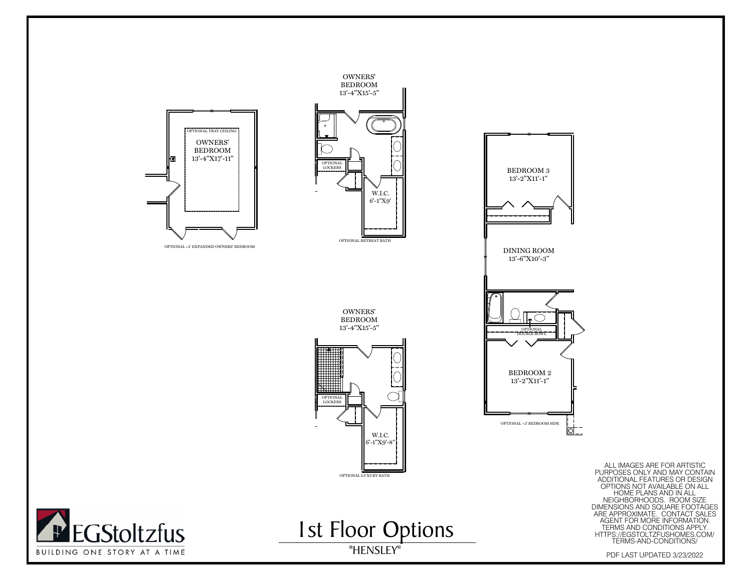OPTIONAL TRAY CEILING

OWNERS' BEDROOM
13'-4"X17'-11"

OPTIONAL +2' EXPANDED OWNERS' BEDROOM

OWNERS' BEDROOM
13'-4"X15'-5"

OPTIONAL LOCKERS

W.I.C.
6'-1"X9'

OPTIONAL RETREAT BATH

OWNERS' BEDROOM
13'-4"X15'-5"

OPTIONAL LOCKERS

W.I.C.
6'-1"X9'-8"

OPTIONAL LUXURY BATH

BEDROOM 3
13'-2"X11'-1"

DINING ROOM
13'-6"X10'-3"

OPTIONAL DOUBLE BOWL

BEDROOM 2
13'-2"X11'-1"

OPTIONAL +2' BEDROOM SIDE

ALL IMAGES ARE FOR ARTISTIC PURPOSES ONLY AND MAY CONTAIN ADDITIONAL FEATURES OR DESIGN OPTIONS NOT AVAILABLE ON ALL HOME PLANS AND IN ALL NEIGHBORHOODS. ROOM SIZE DIMENSIONS AND SQUARE FOOTAGES ARE APPROXIMATE. CONTACT SALES AGENT FOR MORE INFORMATION. TERMS AND CONDITIONS APPLY. HTTPS://EGSTOLTZFUSHOMES.COM/TERMS-AND-CONDITIONS/

EGStoltzfus
BUILDING ONE STORY AT A TIME

# 1st Floor Options

"HENSLEY"

PDF LAST UPDATED 3/23/2022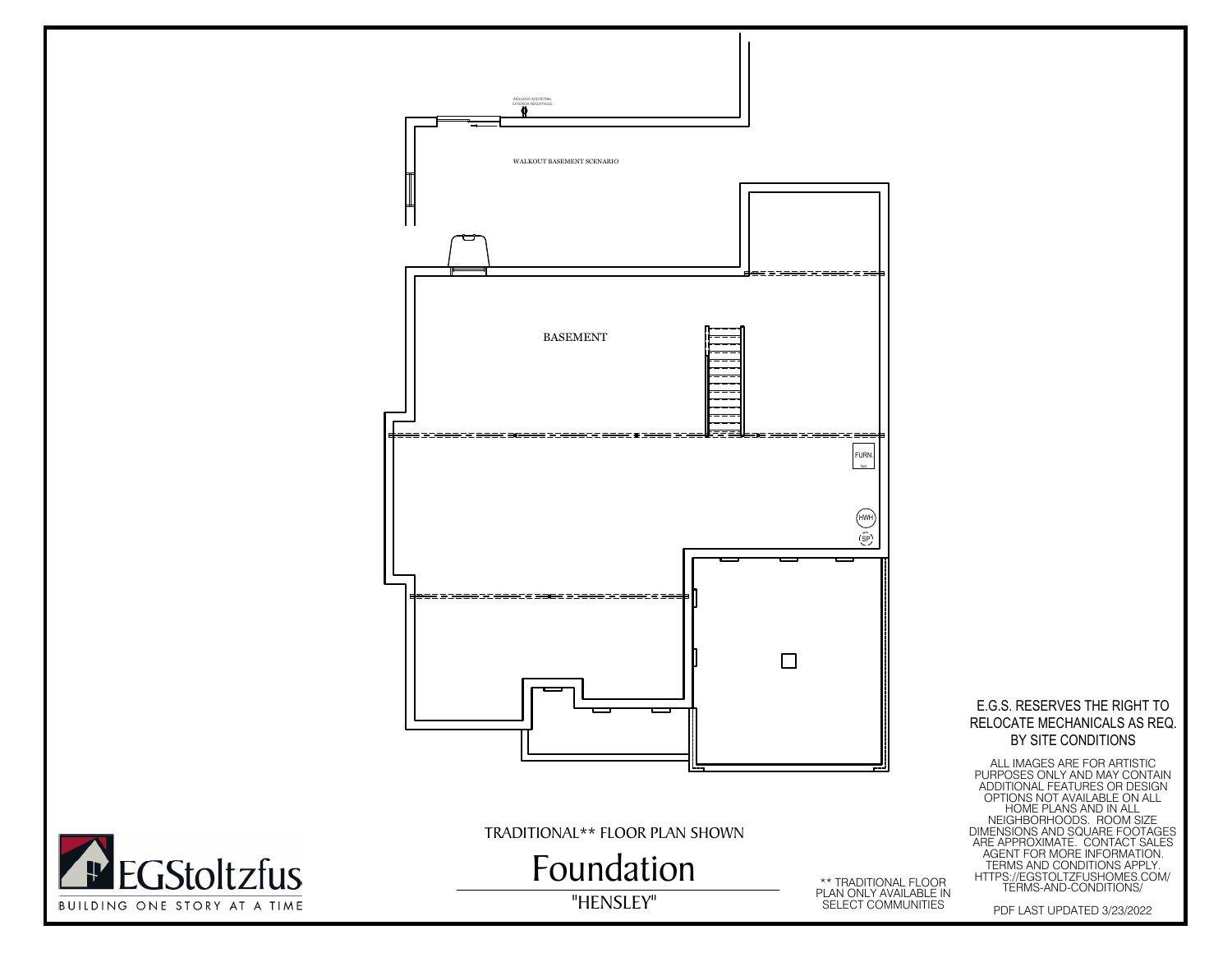INCLUDES ADDITIONAL EXTERIOR RECEPTACLE

WALKOUT BASEMENT SCENARIO

BASEMENT

FURN.

HWH

SP

E.G.S. RESERVES THE RIGHT TO RELOCATE MECHANICALS AS REQ. BY SITE CONDITIONS

ALL IMAGES ARE FOR ARTISTIC PURPOSES ONLY AND MAY CONTAIN ADDITIONAL FEATURES OR DESIGN OPTIONS NOT AVAILABLE ON ALL HOME PLANS AND IN ALL NEIGHBORHOODS. ROOM SIZE DIMENSIONS AND SQUARE FOOTAGES ARE APPROXIMATE. CONTACT SALES AGENT FOR MORE INFORMATION. TERMS AND CONDITIONS APPLY. HTTPS://EGSTOLTZFUSHOMES.COM/TERMS-AND-CONDITIONS/

TRADITIONAL** FLOOR PLAN SHOWN

# Foundation

"HENSLEY"

** TRADITIONAL FLOOR PLAN ONLY AVAILABLE IN SELECT COMMUNITIES

PDF LAST UPDATED 3/23/2022

EGStoltzfus

BUILDING ONE STORY AT A TIME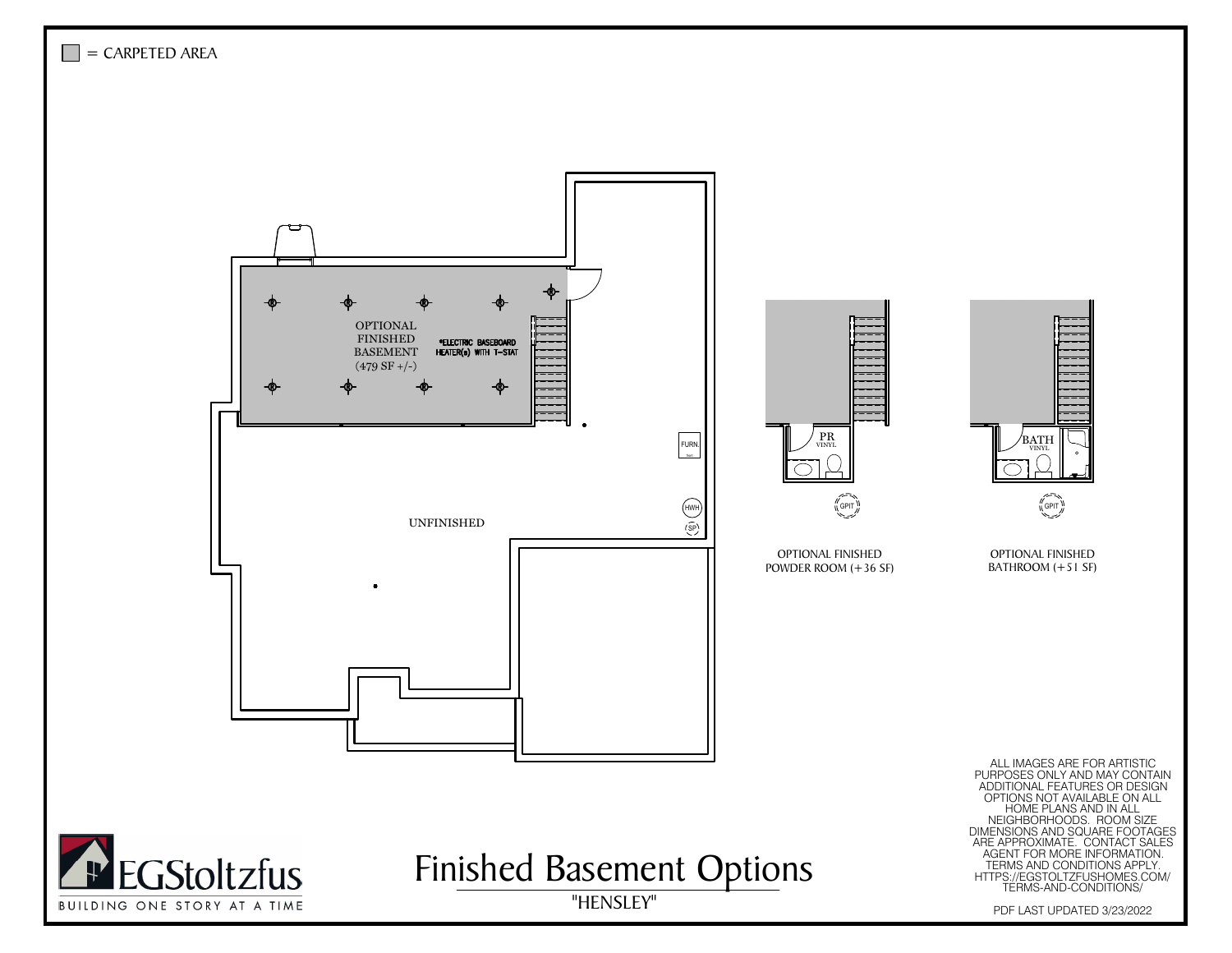= CARPETED AREA

OPTIONAL FINISHED BASEMENT (479 SF +/-)

*ELECTRIC BASEBOARD HEATER(s) WITH T-STAT

FURN.

HWH

SP

UNFINISHED

PR VINYL

GPIT

OPTIONAL FINISHED POWDER ROOM (+36 SF)

BATH VINYL

GPIT

OPTIONAL FINISHED BATHROOM (+51 SF)

ALL IMAGES ARE FOR ARTISTIC PURPOSES ONLY AND MAY CONTAIN ADDITIONAL FEATURES OR DESIGN OPTIONS NOT AVAILABLE ON ALL HOME PLANS AND IN ALL NEIGHBORHOODS. ROOM SIZE DIMENSIONS AND SQUARE FOOTAGES ARE APPROXIMATE. CONTACT SALES AGENT FOR MORE INFORMATION. TERMS AND CONDITIONS APPLY. HTTPS://EGSTOLTZFUSHOMES.COM/TERMS-AND-CONDITIONS/

EGStoltzfus

BUILDING ONE STORY AT A TIME

# Finished Basement Options

"HENSLEY"

PDF LAST UPDATED 3/23/2022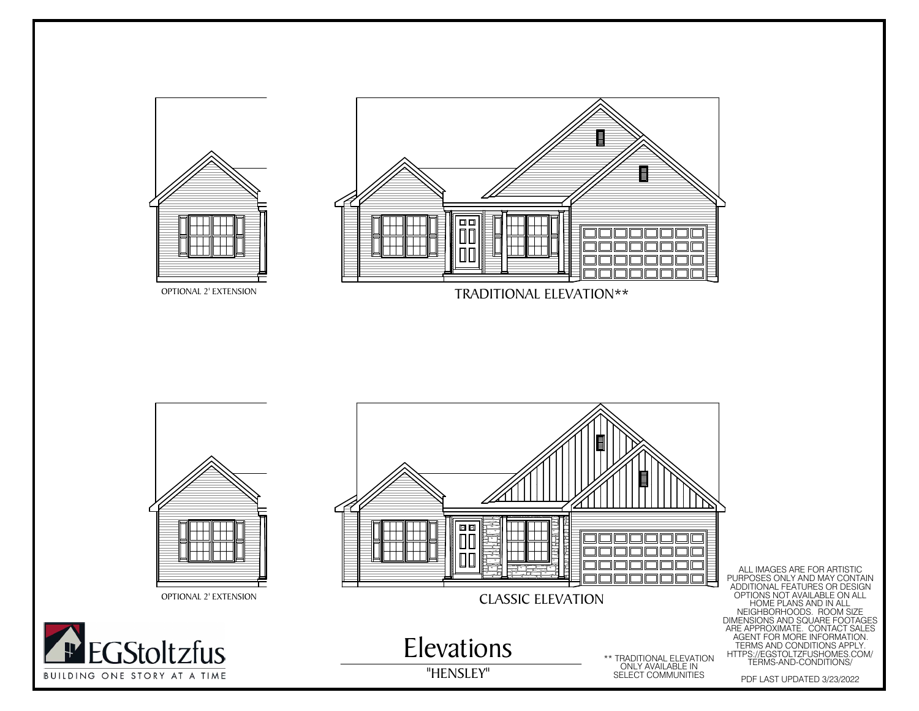OPTIONAL 2' EXTENSION

TRADITIONAL ELEVATION**

OPTIONAL 2' EXTENSION

CLASSIC ELEVATION

ALL IMAGES ARE FOR ARTISTIC PURPOSES ONLY AND MAY CONTAIN ADDITIONAL FEATURES OR DESIGN OPTIONS NOT AVAILABLE ON ALL HOME PLANS AND IN ALL NEIGHBORHOODS. ROOM SIZE DIMENSIONS AND SQUARE FOOTAGES ARE APPROXIMATE. CONTACT SALES AGENT FOR MORE INFORMATION. TERMS AND CONDITIONS APPLY. HTTPS://EGSTOLTZFUSHOMES.COM/TERMS-AND-CONDITIONS/

EGStoltzfus

BUILDING ONE STORY AT A TIME

# Elevations

"HENSLEY"

** TRADITIONAL ELEVATION ONLY AVAILABLE IN SELECT COMMUNITIES

PDF LAST UPDATED 3/23/2022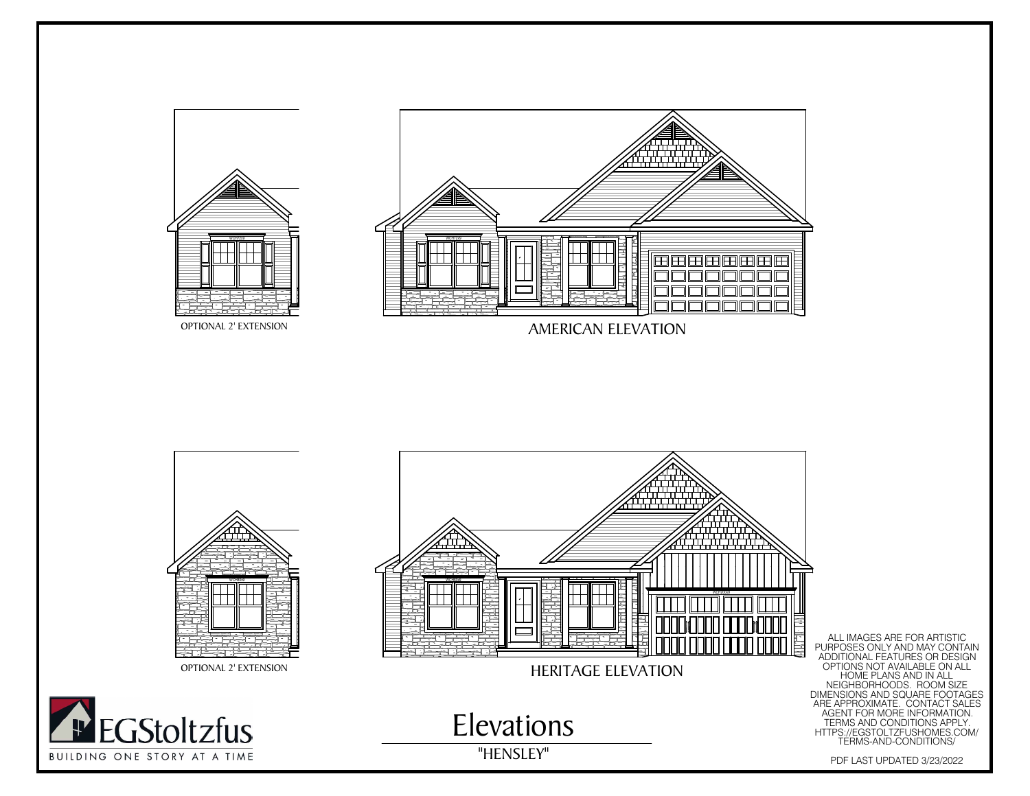OPTIONAL 2' EXTENSION

AMERICAN ELEVATION

OPTIONAL 2' EXTENSION

HERITAGE ELEVATION

ALL IMAGES ARE FOR ARTISTIC PURPOSES ONLY AND MAY CONTAIN ADDITIONAL FEATURES OR DESIGN OPTIONS NOT AVAILABLE ON ALL HOME PLANS AND IN ALL NEIGHBORHOODS. ROOM SIZE DIMENSIONS AND SQUARE FOOTAGES ARE APPROXIMATE. CONTACT SALES AGENT FOR MORE INFORMATION. TERMS AND CONDITIONS APPLY. HTTPS://EGSTOLTZFUSHOMES.COM/TERMS-AND-CONDITIONS/

EGStoltzfus

BUILDING ONE STORY AT A TIME

# Elevations

"HENSLEY"

PDF LAST UPDATED 3/23/2022